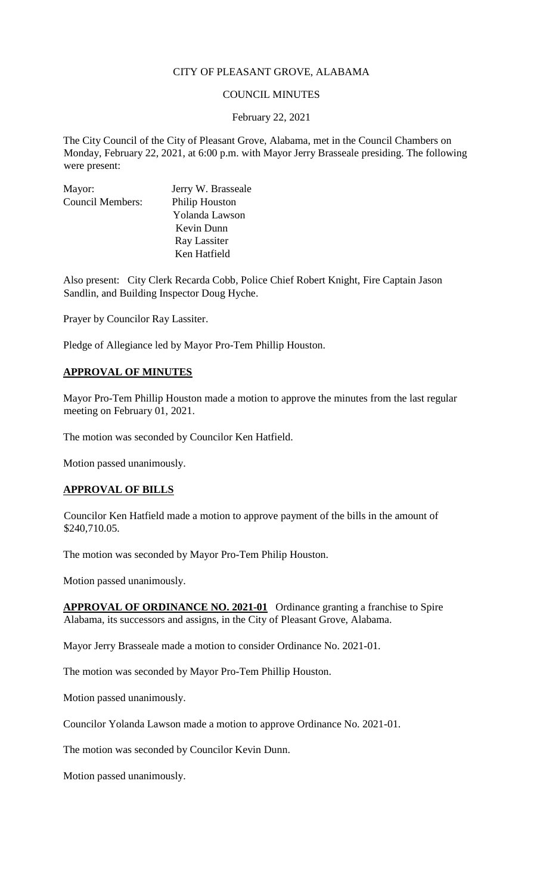CITY OF PLEASANT GROVE, ALABAMA

COUNCIL MINUTES

February 22, 2021

The City Council of the City of Pleasant Grove, Alabama, met in the Council Chambers on Monday, February 22, 2021, at 6:00 p.m. with Mayor Jerry Brasseale presiding. The following were present:

| | |
|---|---|
| Mayor: | Jerry W. Brasseale |
| Council Members: | Philip Houston |
| | Yolanda Lawson |
| | Kevin Dunn |
| | Ray Lassiter |
| | Ken Hatfield |

Also present: City Clerk Recarda Cobb, Police Chief Robert Knight, Fire Captain Jason Sandlin, and Building Inspector Doug Hyche.

Prayer by Councilor Ray Lassiter.

Pledge of Allegiance led by Mayor Pro-Tem Phillip Houston.

## **APPROVAL OF MINUTES**

Mayor Pro-Tem Phillip Houston made a motion to approve the minutes from the last regular meeting on February 01, 2021.

The motion was seconded by Councilor Ken Hatfield.

Motion passed unanimously.

## **APPROVAL OF BILLS**

Councilor Ken Hatfield made a motion to approve payment of the bills in the amount of $240,710.05.

The motion was seconded by Mayor Pro-Tem Philip Houston.

Motion passed unanimously.

**APPROVAL OF ORDINANCE NO. 2021-01** Ordinance granting a franchise to Spire Alabama, its successors and assigns, in the City of Pleasant Grove, Alabama.

Mayor Jerry Brasseale made a motion to consider Ordinance No. 2021-01.

The motion was seconded by Mayor Pro-Tem Phillip Houston.

Motion passed unanimously.

Councilor Yolanda Lawson made a motion to approve Ordinance No. 2021-01.

The motion was seconded by Councilor Kevin Dunn.

Motion passed unanimously.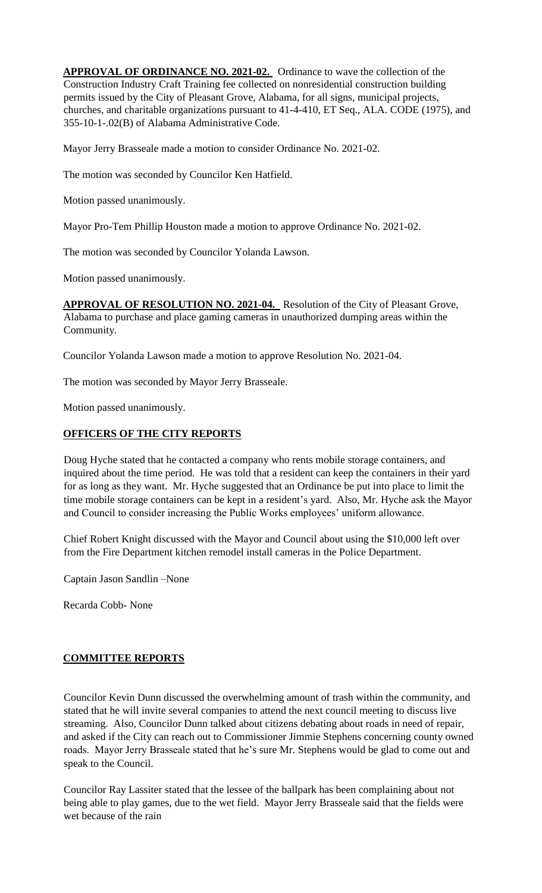**APPROVAL OF ORDINANCE NO. 2021-02.** Ordinance to wave the collection of the Construction Industry Craft Training fee collected on nonresidential construction building permits issued by the City of Pleasant Grove, Alabama, for all signs, municipal projects, churches, and charitable organizations pursuant to 41-4-410, ET Seq., ALA. CODE (1975), and 355-10-1-.02(B) of Alabama Administrative Code.

Mayor Jerry Brasseale made a motion to consider Ordinance No. 2021-02.

The motion was seconded by Councilor Ken Hatfield.

Motion passed unanimously.

Mayor Pro-Tem Phillip Houston made a motion to approve Ordinance No. 2021-02.

The motion was seconded by Councilor Yolanda Lawson.

Motion passed unanimously.

**APPROVAL OF RESOLUTION NO. 2021-04.** Resolution of the City of Pleasant Grove, Alabama to purchase and place gaming cameras in unauthorized dumping areas within the Community.

Councilor Yolanda Lawson made a motion to approve Resolution No. 2021-04.

The motion was seconded by Mayor Jerry Brasseale.

Motion passed unanimously.

## OFFICERS OF THE CITY REPORTS

Doug Hyche stated that he contacted a company who rents mobile storage containers, and inquired about the time period. He was told that a resident can keep the containers in their yard for as long as they want. Mr. Hyche suggested that an Ordinance be put into place to limit the time mobile storage containers can be kept in a resident's yard. Also, Mr. Hyche ask the Mayor and Council to consider increasing the Public Works employees' uniform allowance.

Chief Robert Knight discussed with the Mayor and Council about using the $10,000 left over from the Fire Department kitchen remodel install cameras in the Police Department.

Captain Jason Sandlin –None

Recarda Cobb- None

## COMMITTEE REPORTS

Councilor Kevin Dunn discussed the overwhelming amount of trash within the community, and stated that he will invite several companies to attend the next council meeting to discuss live streaming. Also, Councilor Dunn talked about citizens debating about roads in need of repair, and asked if the City can reach out to Commissioner Jimmie Stephens concerning county owned roads. Mayor Jerry Brasseale stated that he's sure Mr. Stephens would be glad to come out and speak to the Council.

Councilor Ray Lassiter stated that the lessee of the ballpark has been complaining about not being able to play games, due to the wet field. Mayor Jerry Brasseale said that the fields were wet because of the rain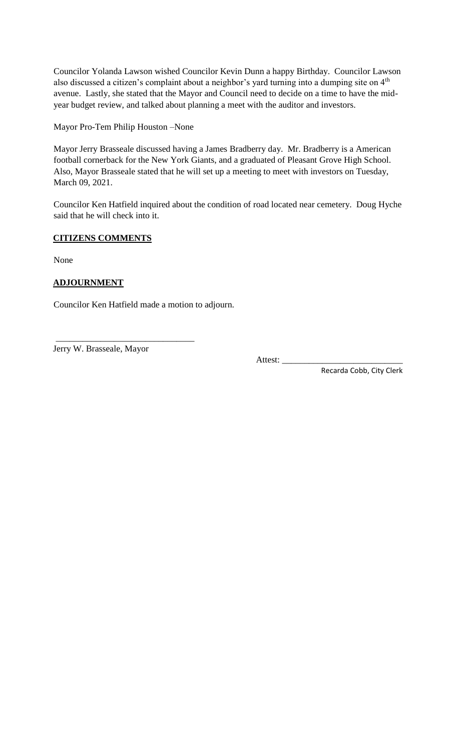Councilor Yolanda Lawson wished Councilor Kevin Dunn a happy Birthday. Councilor Lawson also discussed a citizen's complaint about a neighbor's yard turning into a dumping site on 4th avenue. Lastly, she stated that the Mayor and Council need to decide on a time to have the mid-year budget review, and talked about planning a meet with the auditor and investors.

Mayor Pro-Tem Philip Houston –None

Mayor Jerry Brasseale discussed having a James Bradberry day. Mr. Bradberry is a American football cornerback for the New York Giants, and a graduated of Pleasant Grove High School. Also, Mayor Brasseale stated that he will set up a meeting to meet with investors on Tuesday, March 09, 2021.

Councilor Ken Hatfield inquired about the condition of road located near cemetery. Doug Hyche said that he will check into it.

## CITIZENS COMMENTS

None

## ADJOURNMENT

Councilor Ken Hatfield made a motion to adjourn.

_______________________________
Jerry W. Brasseale, Mayor

Attest: ___________________________
Recarda Cobb, City Clerk